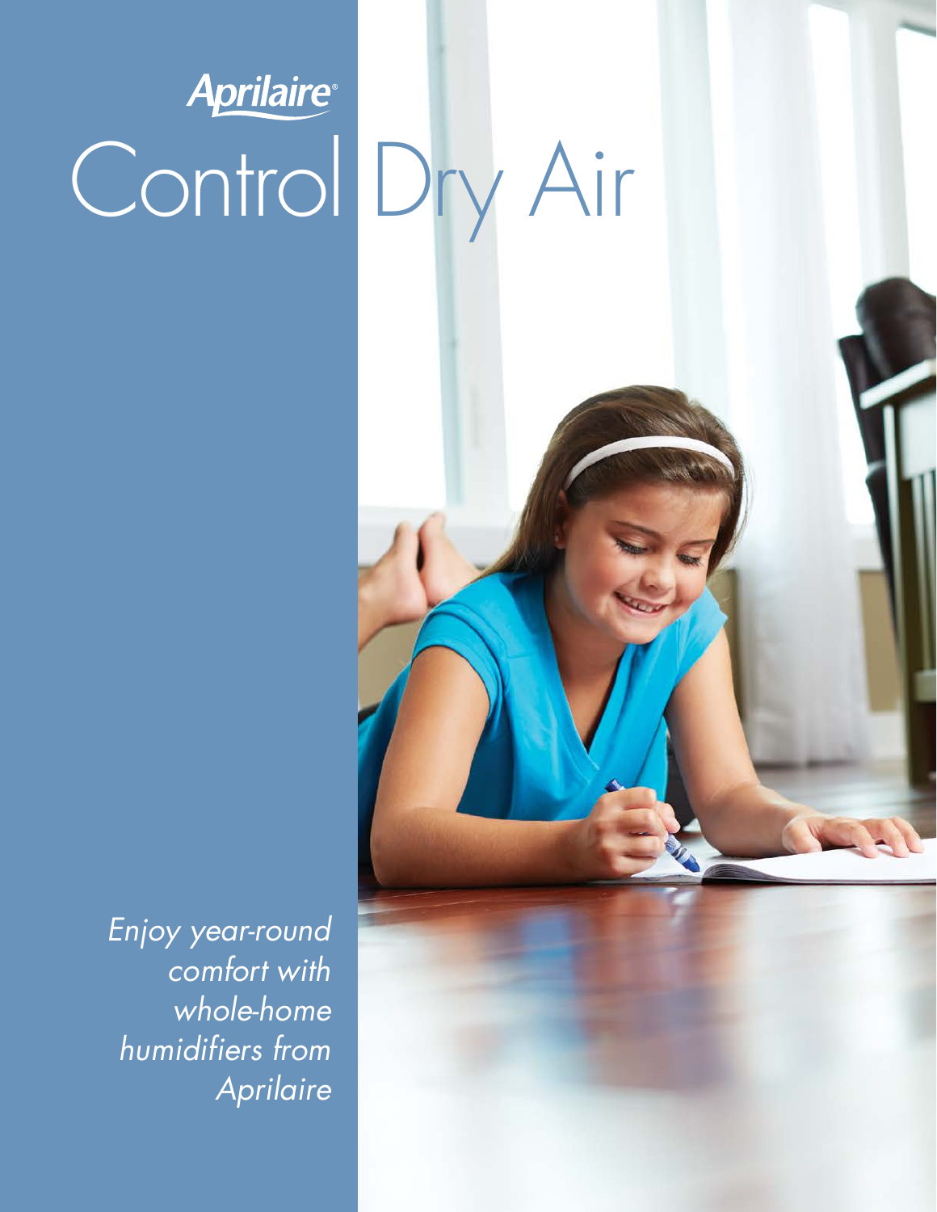Aprilaire®

# Control Dry Air

*Enjoy year-round comfort with whole-home humidifiers from Aprilaire*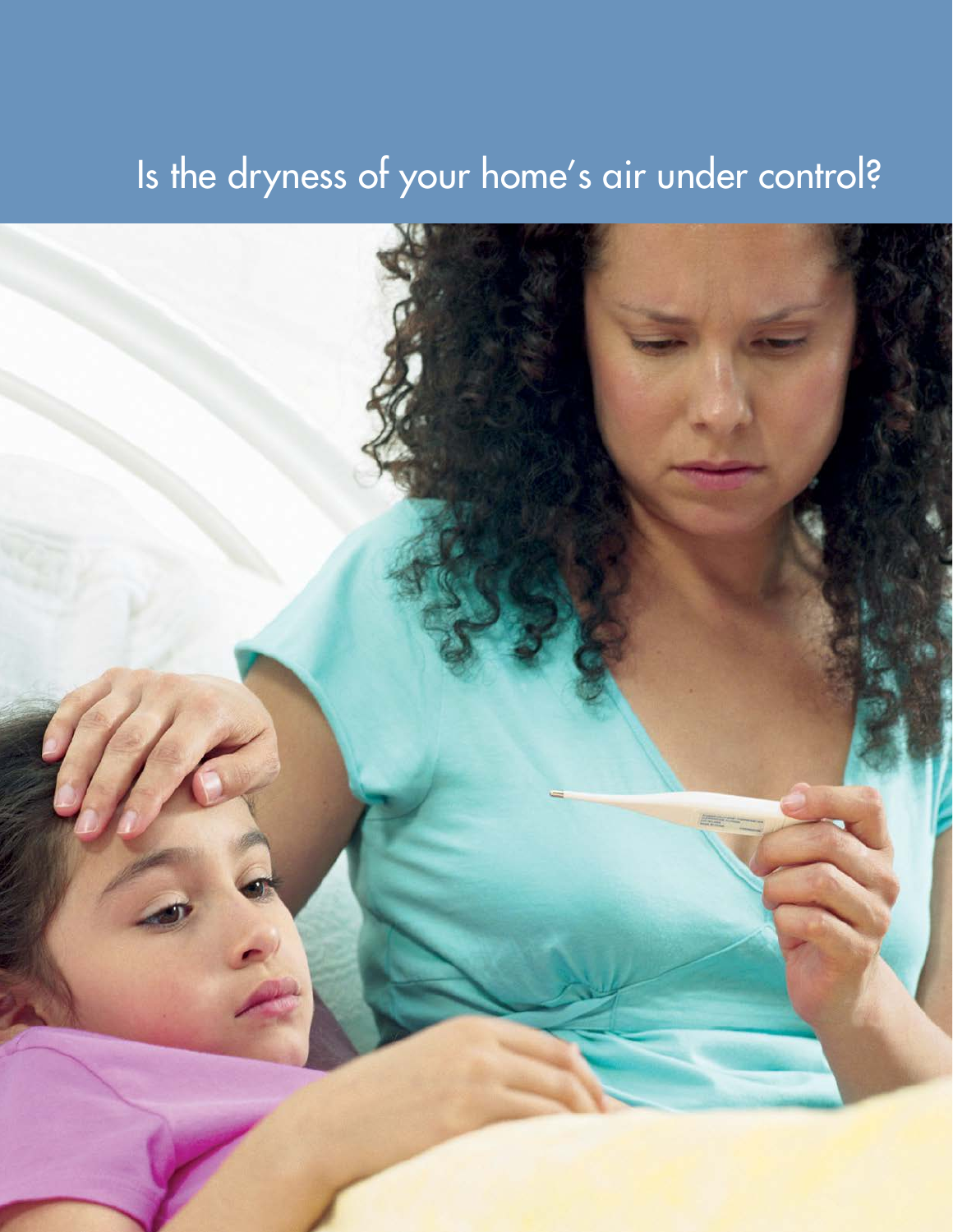# Is the dryness of your home's air under control?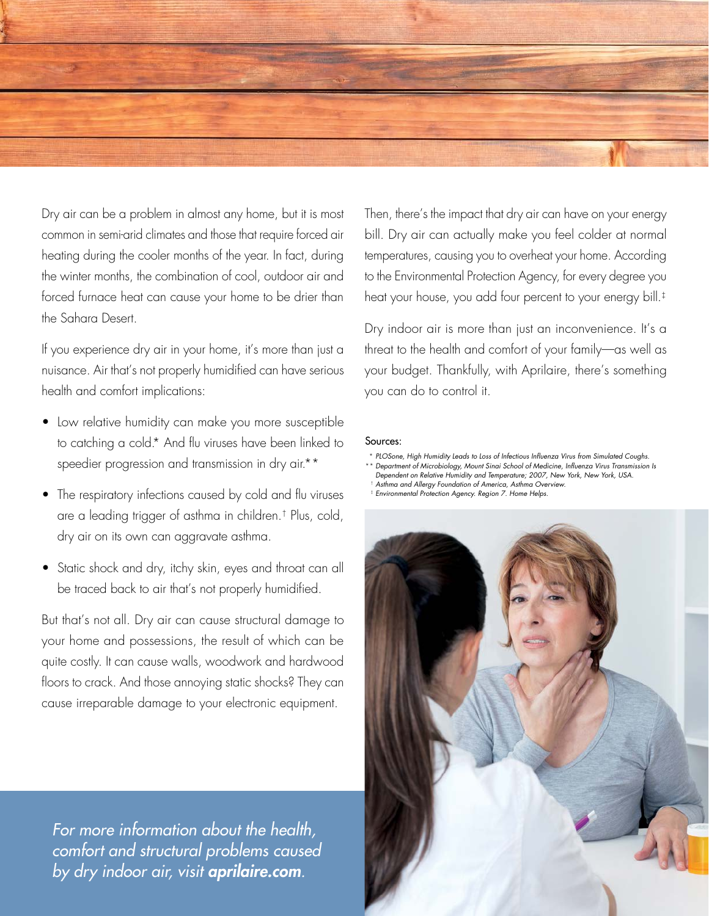Dry air can be a problem in almost any home, but it is most common in semi-arid climates and those that require forced air heating during the cooler months of the year. In fact, during the winter months, the combination of cool, outdoor air and forced furnace heat can cause your home to be drier than the Sahara Desert.

If you experience dry air in your home, it's more than just a nuisance. Air that's not properly humidified can have serious health and comfort implications:

- Low relative humidity can make you more susceptible to catching a cold.* And flu viruses have been linked to speedier progression and transmission in dry air.**
- The respiratory infections caused by cold and flu viruses are a leading trigger of asthma in children.† Plus, cold, dry air on its own can aggravate asthma.
- Static shock and dry, itchy skin, eyes and throat can all be traced back to air that's not properly humidified.

But that's not all. Dry air can cause structural damage to your home and possessions, the result of which can be quite costly. It can cause walls, woodwork and hardwood floors to crack. And those annoying static shocks? They can cause irreparable damage to your electronic equipment.

Then, there's the impact that dry air can have on your energy bill. Dry air can actually make you feel colder at normal temperatures, causing you to overheat your home. According to the Environmental Protection Agency, for every degree you heat your house, you add four percent to your energy bill.‡

Dry indoor air is more than just an inconvenience. It's a threat to the health and comfort of your family—as well as your budget. Thankfully, with Aprilaire, there's something you can do to control it.

Sources:

\* *PLOSone, High Humidity Leads to Loss of Infectious Influenza Virus from Simulated Coughs.*
\*\* *Department of Microbiology, Mount Sinai School of Medicine, Influenza Virus Transmission Is Dependent on Relative Humidity and Temperature; 2007, New York, New York, USA.*
† *Asthma and Allergy Foundation of America, Asthma Overview.*
‡ *Environmental Protection Agency. Region 7. Home Helps.*

*For more information about the health, comfort and structural problems caused by dry indoor air, visit **aprilaire.com**.*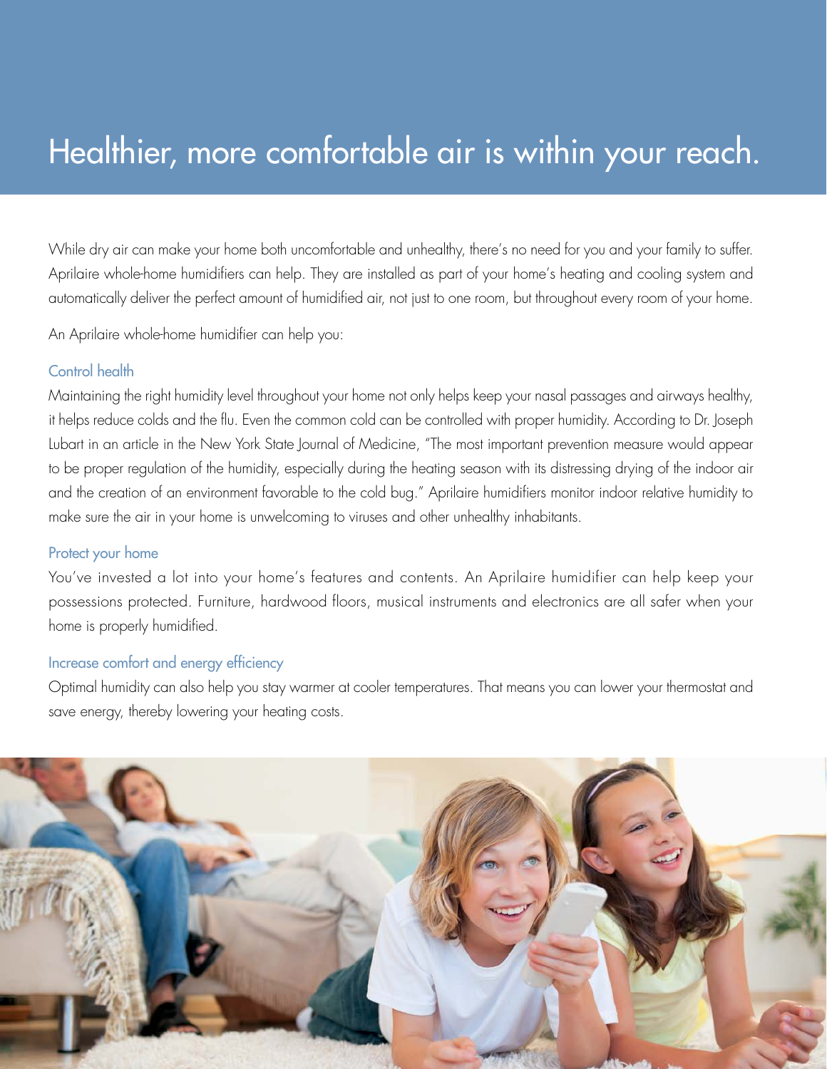# Healthier, more comfortable air is within your reach.

While dry air can make your home both uncomfortable and unhealthy, there's no need for you and your family to suffer. Aprilaire whole-home humidifiers can help. They are installed as part of your home's heating and cooling system and automatically deliver the perfect amount of humidified air, not just to one room, but throughout every room of your home.

An Aprilaire whole-home humidifier can help you:

### Control health

Maintaining the right humidity level throughout your home not only helps keep your nasal passages and airways healthy, it helps reduce colds and the flu. Even the common cold can be controlled with proper humidity. According to Dr. Joseph Lubart in an article in the New York State Journal of Medicine, "The most important prevention measure would appear to be proper regulation of the humidity, especially during the heating season with its distressing drying of the indoor air and the creation of an environment favorable to the cold bug." Aprilaire humidifiers monitor indoor relative humidity to make sure the air in your home is unwelcoming to viruses and other unhealthy inhabitants.

### Protect your home

You've invested a lot into your home's features and contents. An Aprilaire humidifier can help keep your possessions protected. Furniture, hardwood floors, musical instruments and electronics are all safer when your home is properly humidified.

### Increase comfort and energy efficiency

Optimal humidity can also help you stay warmer at cooler temperatures. That means you can lower your thermostat and save energy, thereby lowering your heating costs.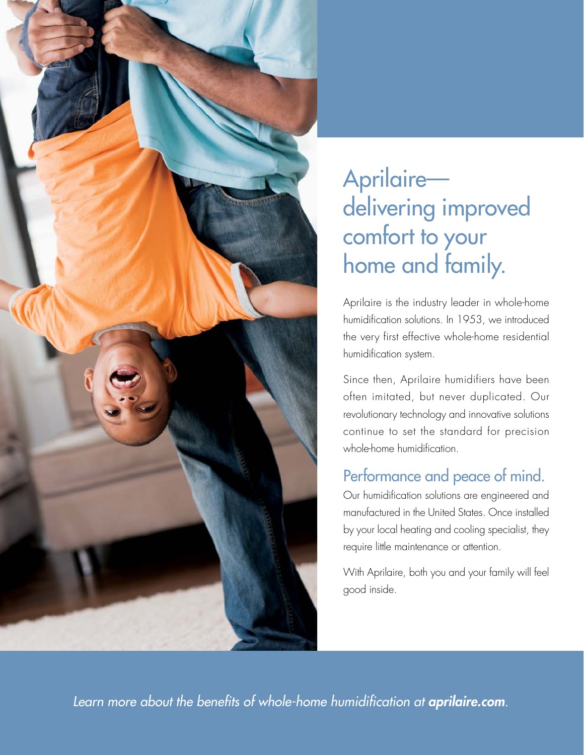# Aprilaire—delivering improved comfort to your home and family.

Aprilaire is the industry leader in whole-home humidification solutions. In 1953, we introduced the very first effective whole-home residential humidification system.

Since then, Aprilaire humidifiers have been often imitated, but never duplicated. Our revolutionary technology and innovative solutions continue to set the standard for precision whole-home humidification.

## Performance and peace of mind.

Our humidification solutions are engineered and manufactured in the United States. Once installed by your local heating and cooling specialist, they require little maintenance or attention.

With Aprilaire, both you and your family will feel good inside.

*Learn more about the benefits of whole-home humidification at* ***aprilaire.com****.*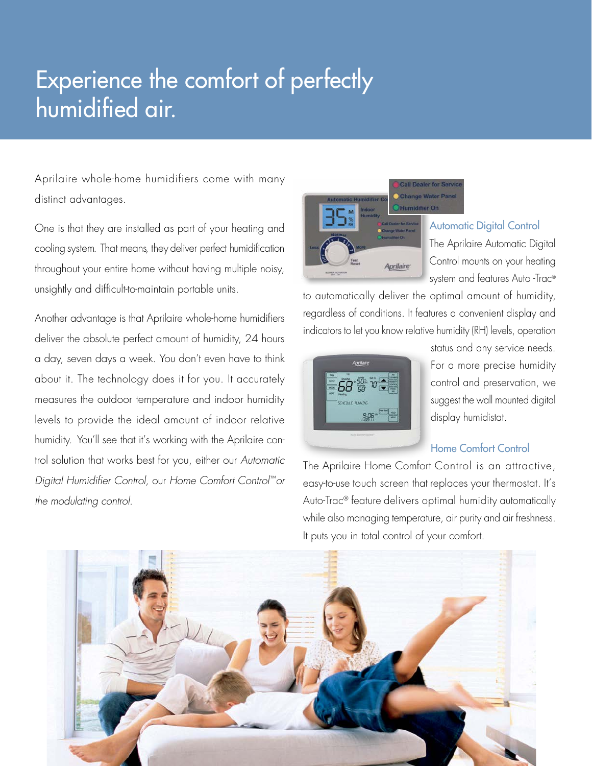# Experience the comfort of perfectly humidified air.

Aprilaire whole-home humidifiers come with many distinct advantages.

One is that they are installed as part of your heating and cooling system. That means, they deliver perfect humidification throughout your entire home without having multiple noisy, unsightly and difficult-to-maintain portable units.

Another advantage is that Aprilaire whole-home humidifiers deliver the absolute perfect amount of humidity, 24 hours a day, seven days a week. You don't even have to think about it. The technology does it for you. It accurately measures the outdoor temperature and indoor humidity levels to provide the ideal amount of indoor relative humidity. You'll see that it's working with the Aprilaire control solution that works best for you, either our *Automatic Digital Humidifier Control*, our *Home Comfort Control™* or *the modulating control*.

### Automatic Digital Control

The Aprilaire Automatic Digital Control mounts on your heating system and features Auto-Trac® to automatically deliver the optimal amount of humidity, regardless of conditions. It features a convenient display and indicators to let you know relative humidity (RH) levels, operation status and any service needs. For a more precise humidity control and preservation, we suggest the wall mounted digital display humidistat.

### Home Comfort Control

The Aprilaire Home Comfort Control is an attractive, easy-to-use touch screen that replaces your thermostat. It's Auto-Trac® feature delivers optimal humidity automatically while also managing temperature, air purity and air freshness. It puts you in total control of your comfort.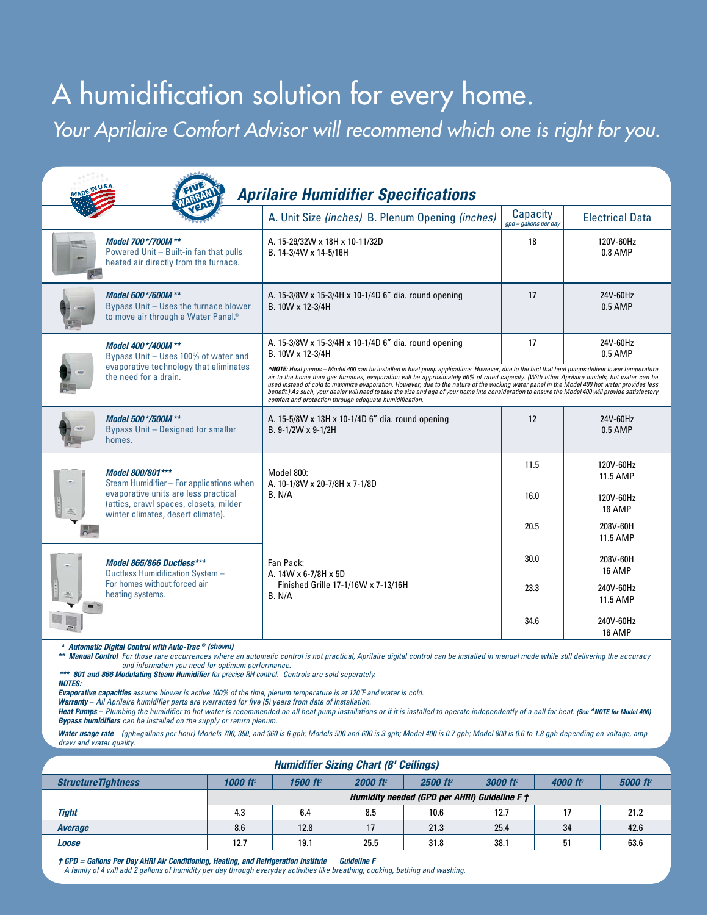# A humidification solution for every home.

*Your Aprilaire Comfort Advisor will recommend which one is right for you.*

MADE IN U.S.A. — FIVE YEAR WARRANTY

## *Aprilaire Humidifier Specifications*

| | A. Unit Size *(inches)* B. Plenum Opening *(inches)* | Capacity *gpd = gallons per day* | Electrical Data |
|---|---|---|---|
| ***Model 700\*/700M \*\**** Powered Unit – Built-in fan that pulls heated air directly from the furnace. | A. 15-29/32W x 18H x 10-11/32D<br>B. 14-3/4W x 14-5/16H | 18 | 120V-60Hz<br>0.8 AMP |
| ***Model 600\*/600M \*\**** Bypass Unit – Uses the furnace blower to move air through a Water Panel.® | A. 15-3/8W x 15-3/4H x 10-1/4D 6" dia. round opening<br>B. 10W x 12-3/4H | 17 | 24V-60Hz<br>0.5 AMP |
| ***Model 400\*/400M \*\**** Bypass Unit – Uses 100% of water and evaporative technology that eliminates the need for a drain. | A. 15-3/8W x 15-3/4H x 10-1/4D 6" dia. round opening<br>B. 10W x 12-3/4H | 17 | 24V-60Hz<br>0.5 AMP |
| | *^NOTE: Heat pumps – Model 400 can be installed in heat pump applications. However, due to the fact that heat pumps deliver lower temperature air to the home than gas furnaces, evaporation will be approximately 60% of rated capacity. (With other Aprilaire models, hot water can be used instead of cold to maximize evaporation. However, due to the nature of the wicking water panel in the Model 400 hot water provides less benefit.) As such, your dealer will need to take the size and age of your home into consideration to ensure the Model 400 will provide satisfactory comfort and protection through adequate humidification.* | | |
| ***Model 500\*/500M \*\**** Bypass Unit – Designed for smaller homes. | A. 15-5/8W x 13H x 10-1/4D 6" dia. round opening<br>B. 9-1/2W x 9-1/2H | 12 | 24V-60Hz<br>0.5 AMP |
| ***Model 800/801\*\*\**** Steam Humidifier – For applications when evaporative units are less practical (attics, crawl spaces, closets, milder winter climates, desert climate). | Model 800:<br>A. 10-1/8W x 20-7/8H x 7-1/8D<br>B. N/A | 11.5<br>16.0<br>20.5 | 120V-60Hz 11.5 AMP<br>120V-60Hz 16 AMP<br>208V-60H 11.5 AMP |
| ***Model 865/866 Ductless\*\*\**** Ductless Humidification System – For homes without forced air heating systems. | Fan Pack:<br>A. 14W x 6-7/8H x 5D<br>Finished Grille 17-1/16W x 7-13/16H<br>B. N/A | 30.0<br>23.3<br>34.6 | 208V-60H 16 AMP<br>240V-60Hz 11.5 AMP<br>240V-60Hz 16 AMP |

***\* Automatic Digital Control with Auto-Trac ® (shown)***

***\*\* Manual Control*** *For those rare occurrences where an automatic control is not practical, Aprilaire digital control can be installed in manual mode while still delivering the accuracy and information you need for optimum performance.*

***\*\*\* 801 and 866 Modulating Steam Humidifier*** *for precise RH control. Controls are sold separately.*

***NOTES:***

***Evaporative capacities*** *assume blower is active 100% of the time, plenum temperature is at 120˚F and water is cold.*

***Warranty*** *– All Aprilaire humidifier parts are warranted for five (5) years from date of installation.*

***Heat Pumps*** *– Plumbing the humidifier to hot water is recommended on all heat pump installations or if it is installed to operate independently of a call for heat.* ***(See ^NOTE for Model 400)***

***Bypass humidifiers*** *can be installed on the supply or return plenum.*

***Water usage rate*** *– (gph=gallons per hour) Models 700, 350, and 360 is 6 gph; Models 500 and 600 is 3 gph; Model 400 is 0.7 gph; Model 800 is 0.6 to 1.8 gph depending on voltage, amp draw and water quality.*

## *Humidifier Sizing Chart (8' Ceilings)*

| *Structure Tightness* | *1000 ft²* | *1500 ft²* | *2000 ft²* | *2500 ft²* | *3000 ft²* | *4000 ft²* | *5000 ft²* |
|---|---|---|---|---|---|---|---|
| | *Humidity needed (GPD per AHRI) Guideline F †* | | | | | | |
| ***Tight*** | 4.3 | 6.4 | 8.5 | 10.6 | 12.7 | 17 | 21.2 |
| ***Average*** | 8.6 | 12.8 | 17 | 21.3 | 25.4 | 34 | 42.6 |
| ***Loose*** | 12.7 | 19.1 | 25.5 | 31.8 | 38.1 | 51 | 63.6 |

***† GPD = Gallons Per Day AHRI Air Conditioning, Heating, and Refrigeration Institute Guideline F***

*A family of 4 will add 2 gallons of humidity per day through everyday activities like breathing, cooking, bathing and washing.*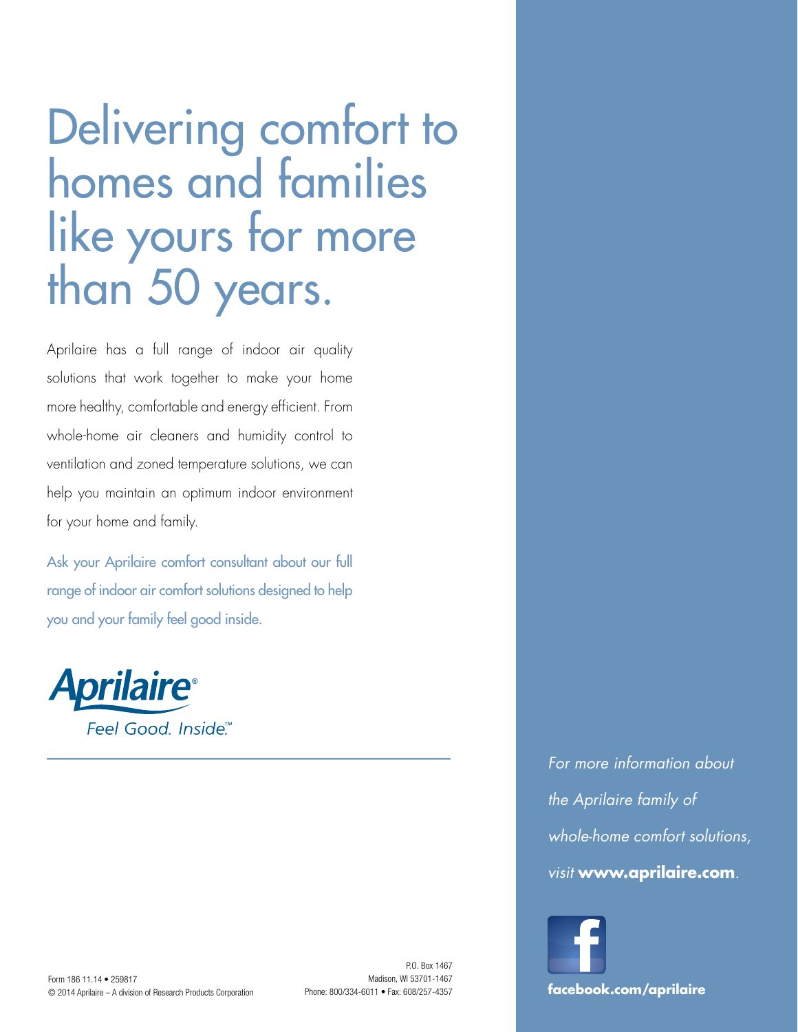# Delivering comfort to homes and families like yours for more than 50 years.

Aprilaire has a full range of indoor air quality solutions that work together to make your home more healthy, comfortable and energy efficient. From whole-home air cleaners and humidity control to ventilation and zoned temperature solutions, we can help you maintain an optimum indoor environment for your home and family.

Ask your Aprilaire comfort consultant about our full range of indoor air comfort solutions designed to help you and your family feel good inside.

Aprilaire®
Feel Good. Inside.™

*For more information about the Aprilaire family of whole-home comfort solutions, visit* **www.aprilaire.com**.

**facebook.com/aprilaire**

Form 186 11.14 • 259817
© 2014 Aprilaire – A division of Research Products Corporation

P.O. Box 1467
Madison, WI 53701-1467
Phone: 800/334-6011 • Fax: 608/257-4357